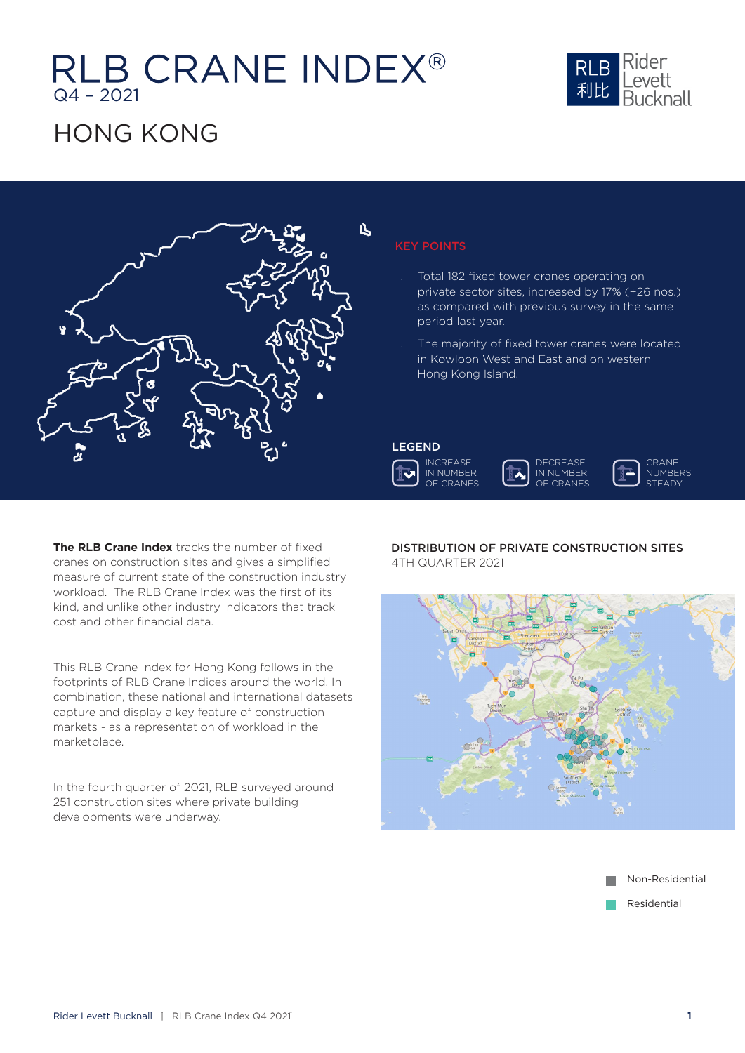# RLB CRANE INDEX®

Q4 – 2021

## HONG KONG

### KEY POINTS

- Total 182 fixed tower cranes operating on private sector sites, increased by 17% (+26 nos.) as compared with previous survey in the same period last year.
- The majority of fixed tower cranes were located in Kowloon West and East and on western Hong Kong Island.

### LEGEND

INCREASE IN NUMBER OF CRANES

DECREASE IN NUMBER OF CRANES

CRANE NUMBERS STEADY

**The RLB Crane Index** tracks the number of fixed cranes on construction sites and gives a simplified measure of current state of the construction industry workload. The RLB Crane Index was the first of its kind, and unlike other industry indicators that track cost and other financial data.

This RLB Crane Index for Hong Kong follows in the footprints of RLB Crane Indices around the world. In combination, these national and international datasets capture and display a key feature of construction markets - as a representation of workload in the marketplace.

In the fourth quarter of 2021, RLB surveyed around 251 construction sites where private building developments were underway.

### DISTRIBUTION OF PRIVATE CONSTRUCTION SITES

4TH QUARTER 2021

Non-Residential

Residential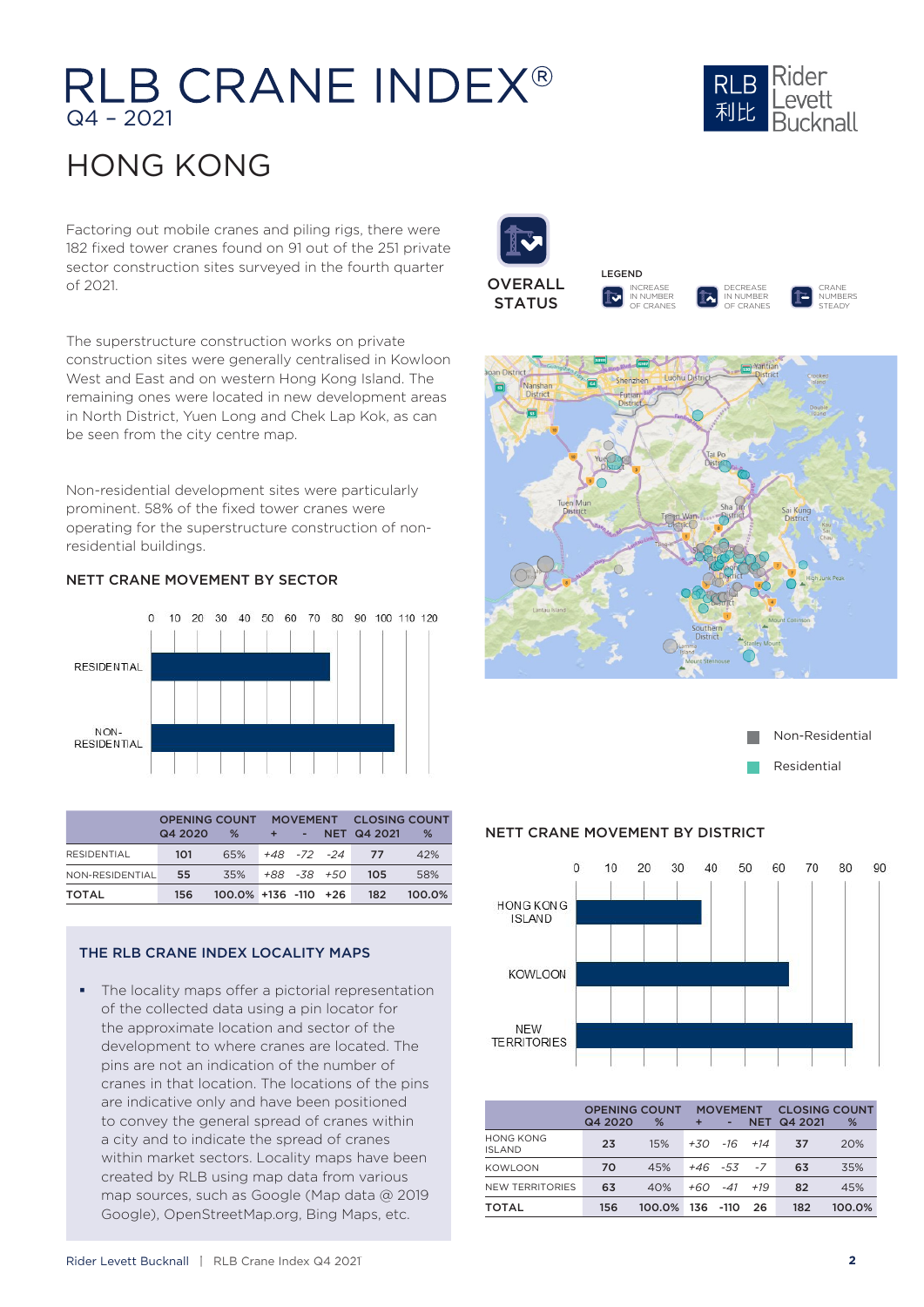# RLB CRANE INDEX®

Q4 – 2021

## HONG KONG

Factoring out mobile cranes and piling rigs, there were 182 fixed tower cranes found on 91 out of the 251 private sector construction sites surveyed in the fourth quarter of 2021.

The superstructure construction works on private construction sites were generally centralised in Kowloon West and East and on western Hong Kong Island. The remaining ones were located in new development areas in North District, Yuen Long and Chek Lap Kok, as can be seen from the city centre map.

Non-residential development sites were particularly prominent. 58% of the fixed tower cranes were operating for the superstructure construction of non-residential buildings.

OVERALL STATUS

LEGEND

INCREASE IN NUMBER OF CRANES

DECREASE IN NUMBER OF CRANES

CRANE NUMBERS STEADY

Non-Residential

Residential

### NETT CRANE MOVEMENT BY SECTOR

0 10 20 30 40 50 60 70 80 90 100 110 120

RESIDENTIAL

NON-RESIDENTIAL

| | OPENING COUNT Q4 2020 | % | MOVEMENT + | - | NET | CLOSING COUNT Q4 2021 | % |
|---|---|---|---|---|---|---|---|
| RESIDENTIAL | 101 | 65% | +48 | -72 | -24 | 77 | 42% |
| NON-RESIDENTIAL | 55 | 35% | +88 | -38 | +50 | 105 | 58% |
| TOTAL | 156 | 100.0% | +136 | -110 | +26 | 182 | 100.0% |

### NETT CRANE MOVEMENT BY DISTRICT

0 10 20 30 40 50 60 70 80 90

HONG KONG ISLAND

KOWLOON

NEW TERRITORIES

| | OPENING COUNT Q4 2020 | % | MOVEMENT + | - | NET | CLOSING COUNT Q4 2021 | % |
|---|---|---|---|---|---|---|---|
| HONG KONG ISLAND | 23 | 15% | +30 | -16 | +14 | 37 | 20% |
| KOWLOON | 70 | 45% | +46 | -53 | -7 | 63 | 35% |
| NEW TERRITORIES | 63 | 40% | +60 | -41 | +19 | 82 | 45% |
| TOTAL | 156 | 100.0% | 136 | -110 | 26 | 182 | 100.0% |

### THE RLB CRANE INDEX LOCALITY MAPS

- The locality maps offer a pictorial representation of the collected data using a pin locator for the approximate location and sector of the development to where cranes are located. The pins are not an indication of the number of cranes in that location. The locations of the pins are indicative only and have been positioned to convey the general spread of cranes within a city and to indicate the spread of cranes within market sectors. Locality maps have been created by RLB using map data from various map sources, such as Google (Map data @ 2019 Google), OpenStreetMap.org, Bing Maps, etc.